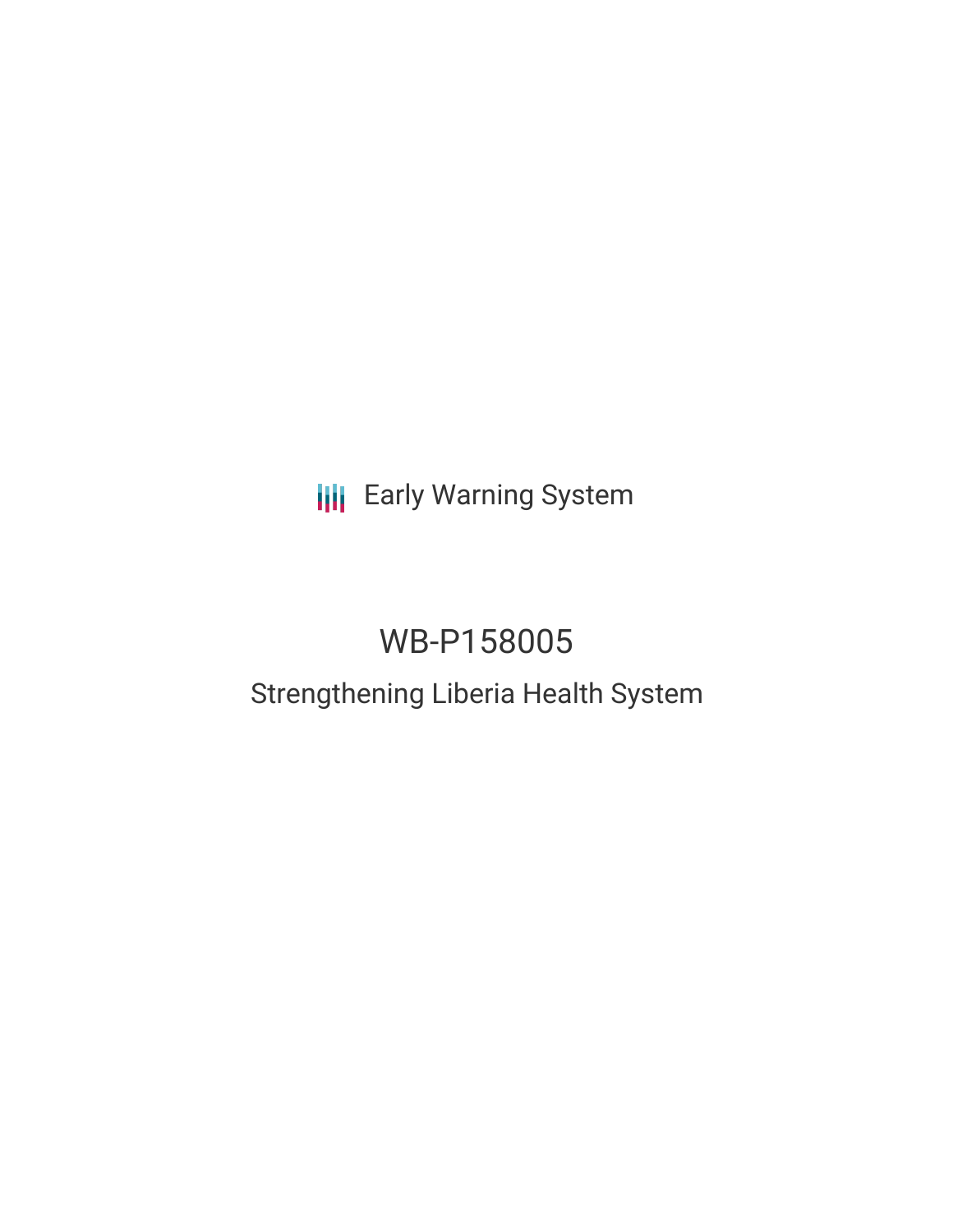Early Warning System

# WB-P158005

## Strengthening Liberia Health System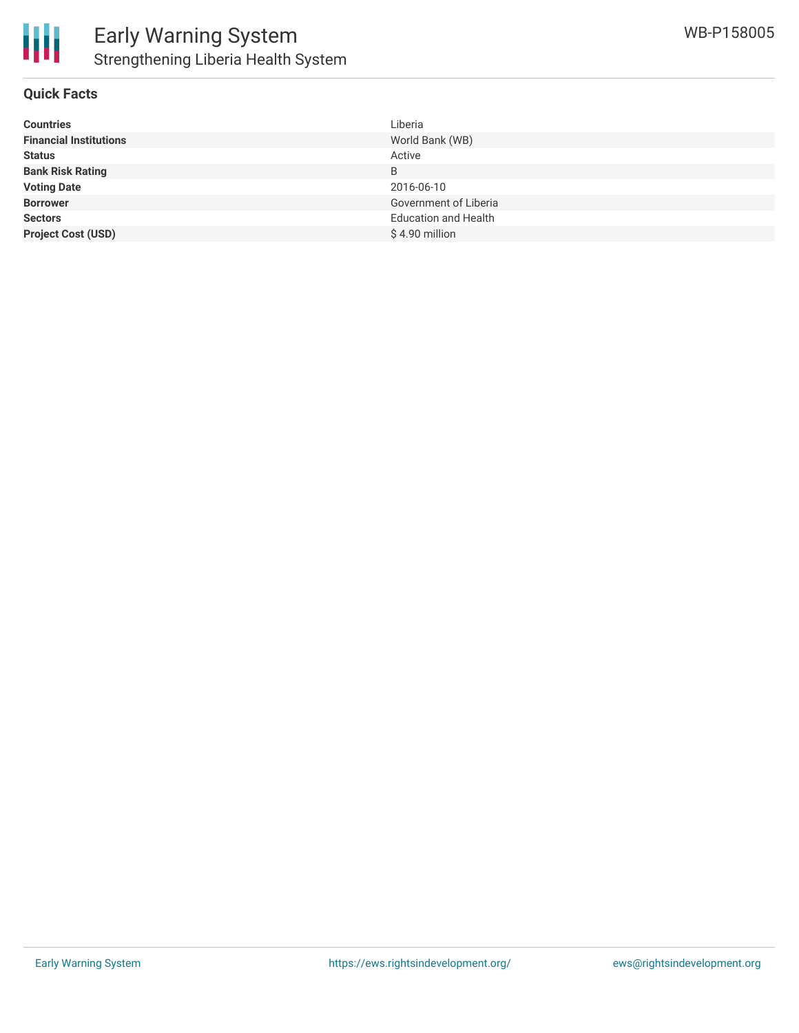# Early Warning System

## Strengthening Liberia Health System

WB-P158005

### Quick Facts

| | |
|---|---|
| **Countries** | Liberia |
| **Financial Institutions** | World Bank (WB) |
| **Status** | Active |
| **Bank Risk Rating** | B |
| **Voting Date** | 2016-06-10 |
| **Borrower** | Government of Liberia |
| **Sectors** | Education and Health |
| **Project Cost (USD)** | $ 4.90 million |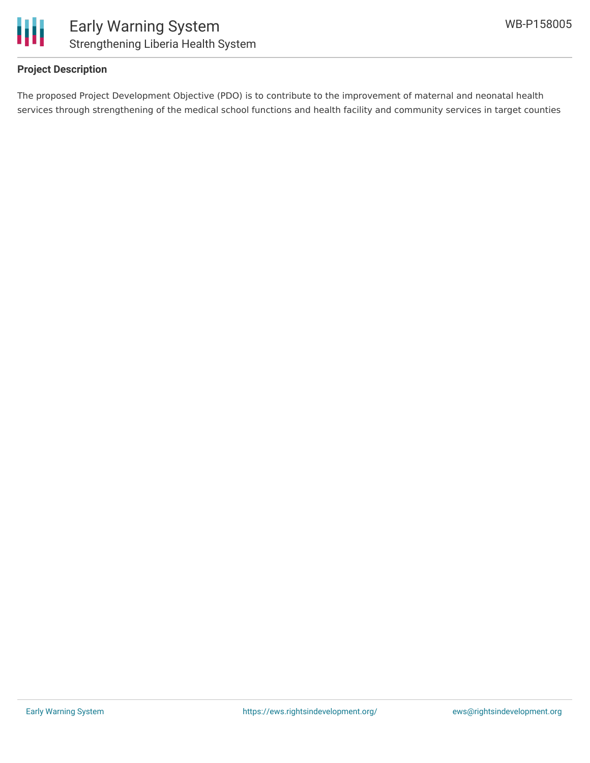**Project Description**

The proposed Project Development Objective (PDO) is to contribute to the improvement of maternal and neonatal health services through strengthening of the medical school functions and health facility and community services in target counties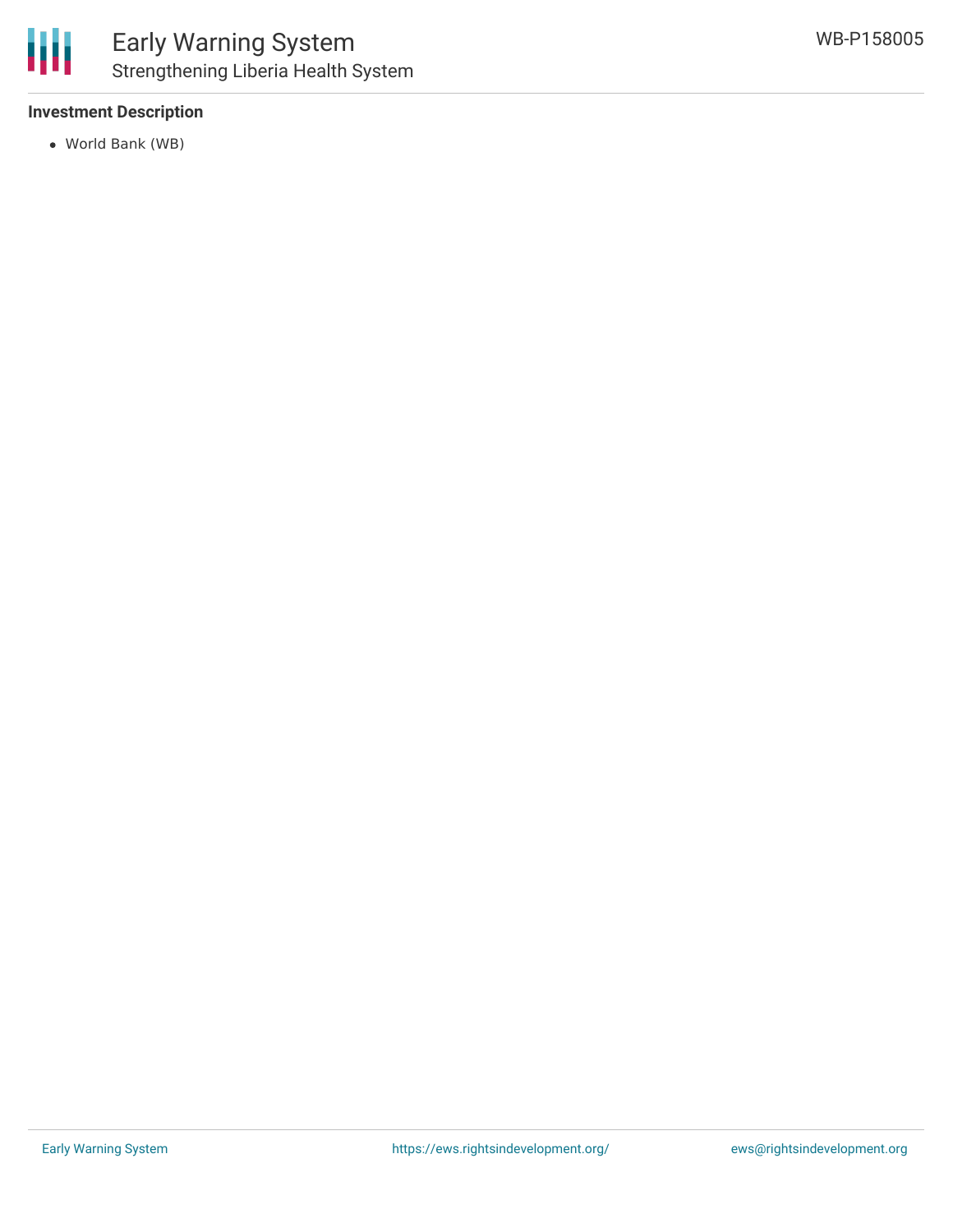**Investment Description**

- World Bank (WB)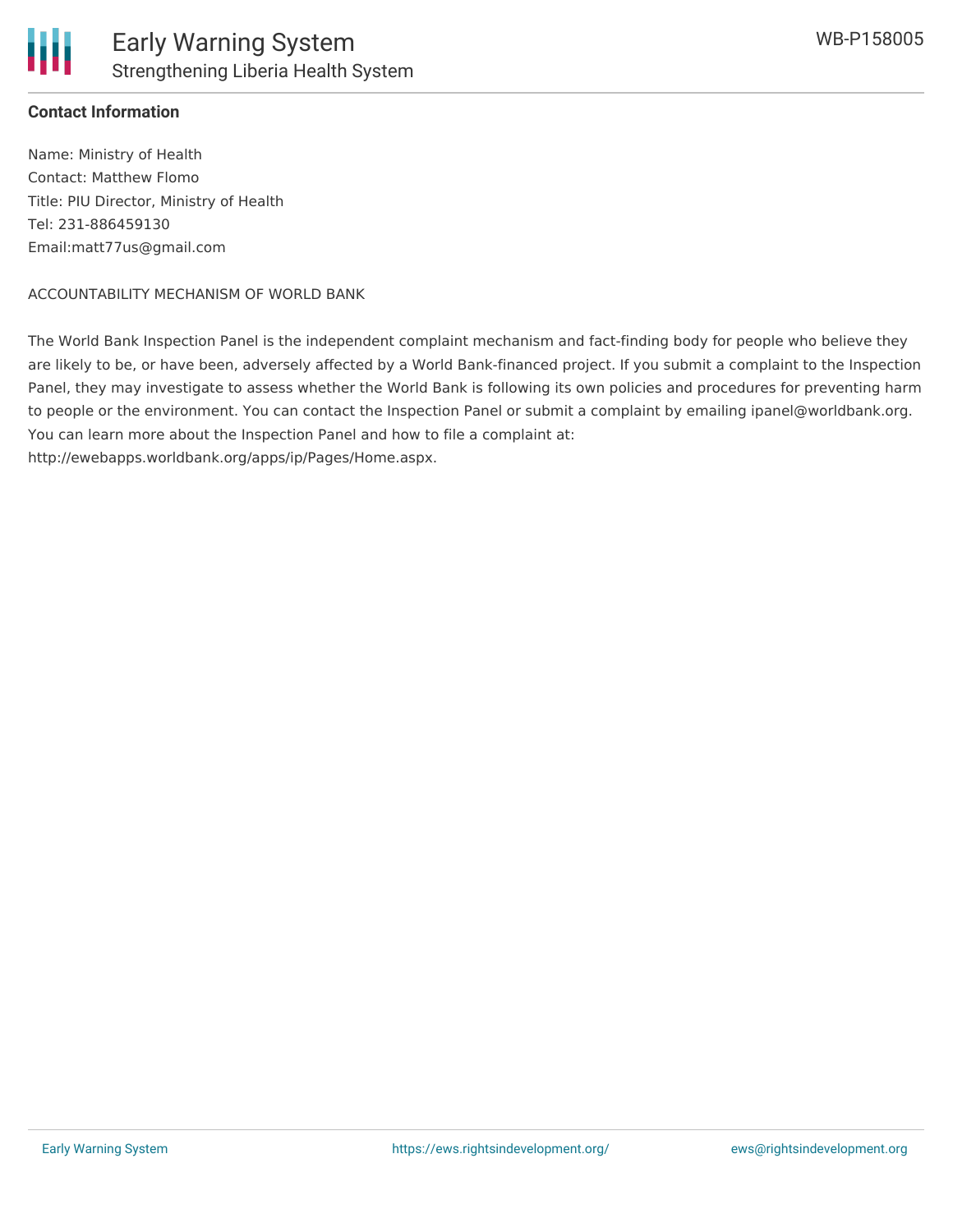**Contact Information**

Name: Ministry of Health
Contact: Matthew Flomo
Title: PIU Director, Ministry of Health
Tel: 231-886459130
Email:matt77us@gmail.com

ACCOUNTABILITY MECHANISM OF WORLD BANK

The World Bank Inspection Panel is the independent complaint mechanism and fact-finding body for people who believe they are likely to be, or have been, adversely affected by a World Bank-financed project. If you submit a complaint to the Inspection Panel, they may investigate to assess whether the World Bank is following its own policies and procedures for preventing harm to people or the environment. You can contact the Inspection Panel or submit a complaint by emailing ipanel@worldbank.org. You can learn more about the Inspection Panel and how to file a complaint at: http://ewebapps.worldbank.org/apps/ip/Pages/Home.aspx.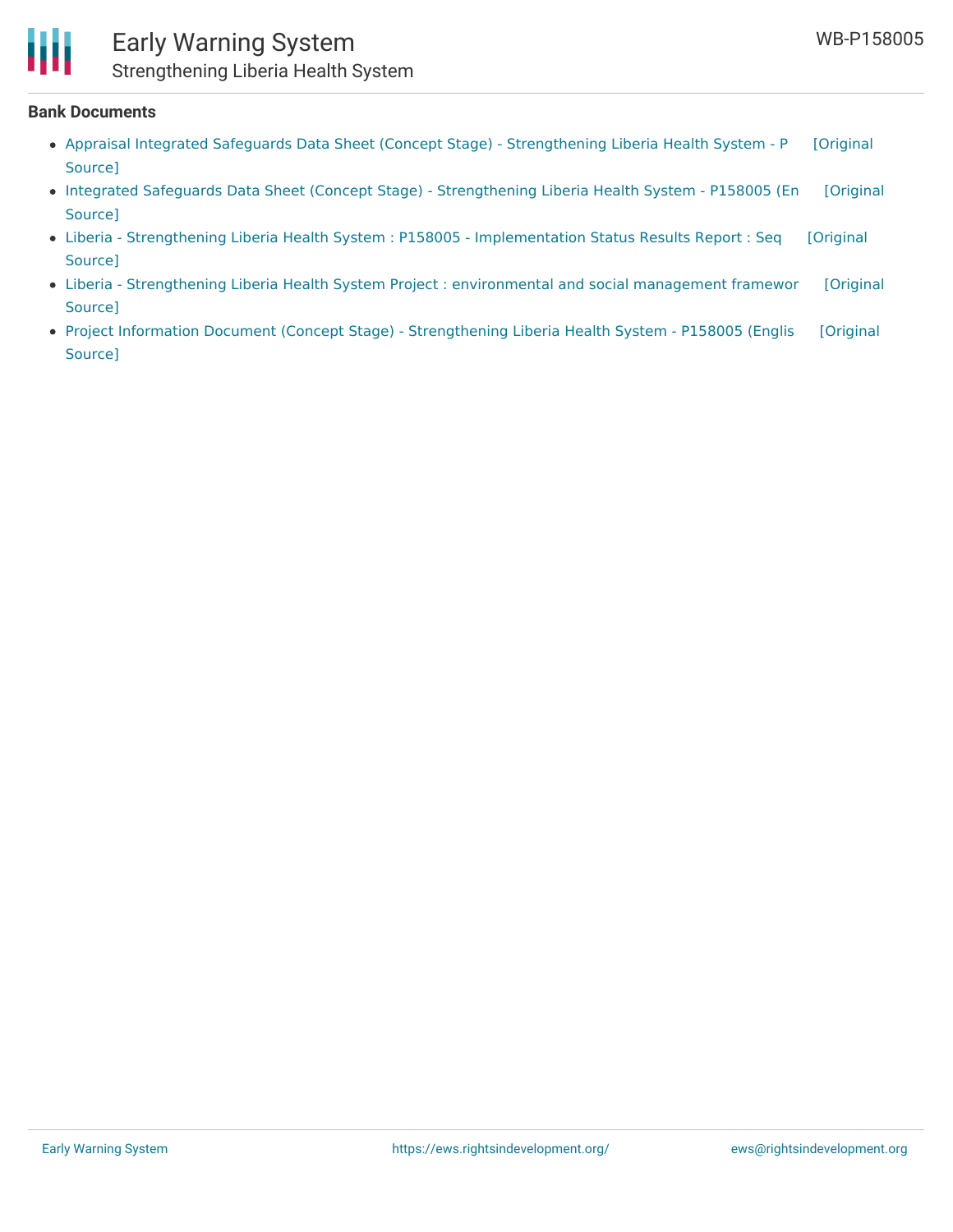## Bank Documents

- Appraisal Integrated Safeguards Data Sheet (Concept Stage) - Strengthening Liberia Health System - P [Original Source]
- Integrated Safeguards Data Sheet (Concept Stage) - Strengthening Liberia Health System - P158005 (En [Original Source]
- Liberia - Strengthening Liberia Health System : P158005 - Implementation Status Results Report : Seq [Original Source]
- Liberia - Strengthening Liberia Health System Project : environmental and social management framewor [Original Source]
- Project Information Document (Concept Stage) - Strengthening Liberia Health System - P158005 (Englis [Original Source]